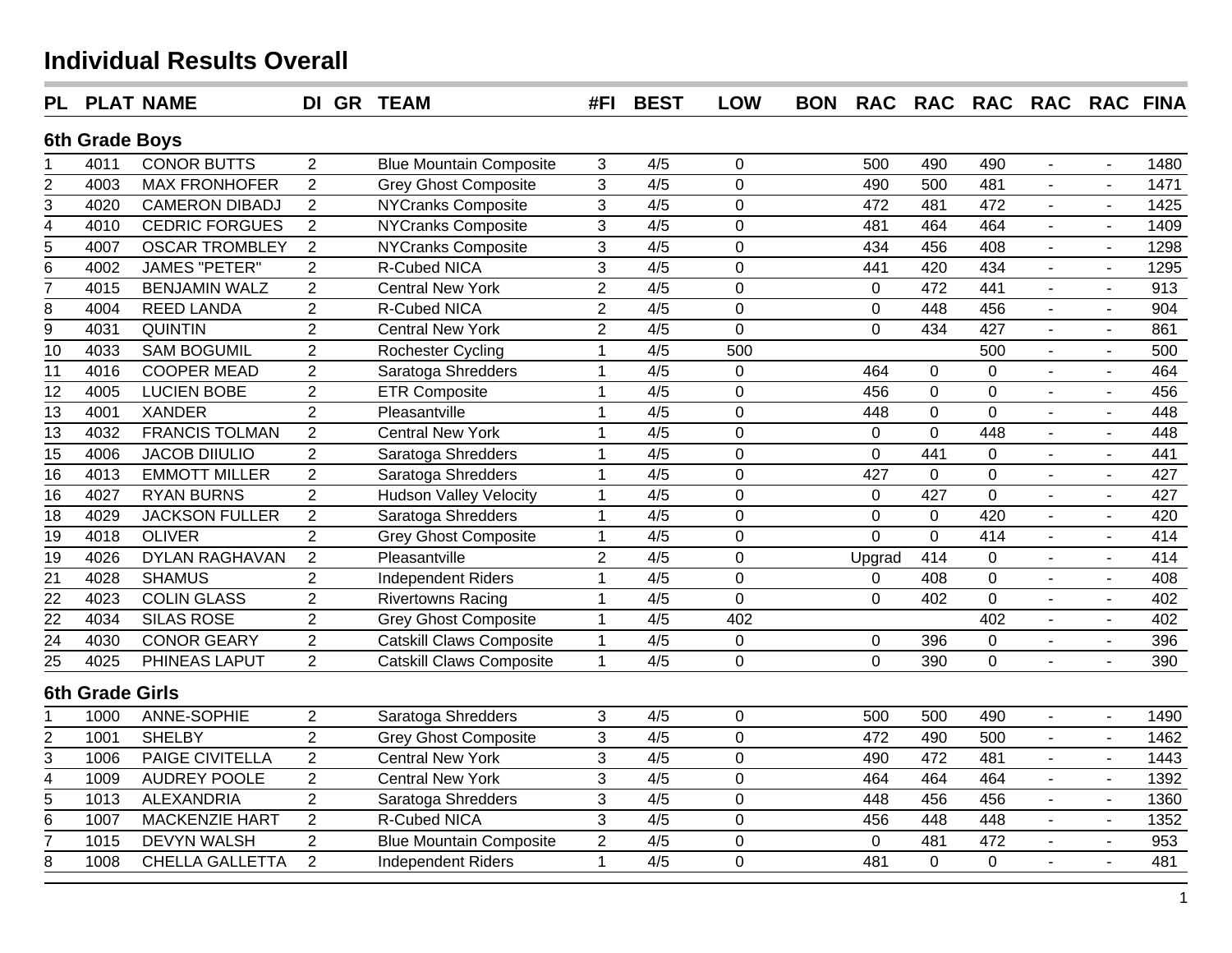# Individual Results Overall

| PL | PLAT | NAME | DI | GR | TEAM | #FI | BEST | LOW | BON | RAC | RAC | RAC | RAC | RAC | FINA |
|---|---|---|---|---|---|---|---|---|---|---|---|---|---|---|---|
| **6th Grade Boys** | | | | | | | | | | | | | | | |
| 1 | 4011 | CONOR BUTTS | 2 | | Blue Mountain Composite | 3 | 4/5 | 0 | | 500 | 490 | 490 | - | - | 1480 |
| 2 | 4003 | MAX FRONHOFER | 2 | | Grey Ghost Composite | 3 | 4/5 | 0 | | 490 | 500 | 481 | - | - | 1471 |
| 3 | 4020 | CAMERON DIBADJ | 2 | | NYCranks Composite | 3 | 4/5 | 0 | | 472 | 481 | 472 | - | - | 1425 |
| 4 | 4010 | CEDRIC FORGUES | 2 | | NYCranks Composite | 3 | 4/5 | 0 | | 481 | 464 | 464 | - | - | 1409 |
| 5 | 4007 | OSCAR TROMBLEY | 2 | | NYCranks Composite | 3 | 4/5 | 0 | | 434 | 456 | 408 | - | - | 1298 |
| 6 | 4002 | JAMES "PETER" | 2 | | R-Cubed NICA | 3 | 4/5 | 0 | | 441 | 420 | 434 | - | - | 1295 |
| 7 | 4015 | BENJAMIN WALZ | 2 | | Central New York | 2 | 4/5 | 0 | | 0 | 472 | 441 | - | - | 913 |
| 8 | 4004 | REED LANDA | 2 | | R-Cubed NICA | 2 | 4/5 | 0 | | 0 | 448 | 456 | - | - | 904 |
| 9 | 4031 | QUINTIN | 2 | | Central New York | 2 | 4/5 | 0 | | 0 | 434 | 427 | - | - | 861 |
| 10 | 4033 | SAM BOGUMIL | 2 | | Rochester Cycling | 1 | 4/5 | 500 | | | | 500 | - | - | 500 |
| 11 | 4016 | COOPER MEAD | 2 | | Saratoga Shredders | 1 | 4/5 | 0 | | 464 | 0 | 0 | - | - | 464 |
| 12 | 4005 | LUCIEN BOBE | 2 | | ETR Composite | 1 | 4/5 | 0 | | 456 | 0 | 0 | - | - | 456 |
| 13 | 4001 | XANDER | 2 | | Pleasantville | 1 | 4/5 | 0 | | 448 | 0 | 0 | - | - | 448 |
| 13 | 4032 | FRANCIS TOLMAN | 2 | | Central New York | 1 | 4/5 | 0 | | 0 | 0 | 448 | - | - | 448 |
| 15 | 4006 | JACOB DIIULIO | 2 | | Saratoga Shredders | 1 | 4/5 | 0 | | 0 | 441 | 0 | - | - | 441 |
| 16 | 4013 | EMMOTT MILLER | 2 | | Saratoga Shredders | 1 | 4/5 | 0 | | 427 | 0 | 0 | - | - | 427 |
| 16 | 4027 | RYAN BURNS | 2 | | Hudson Valley Velocity | 1 | 4/5 | 0 | | 0 | 427 | 0 | - | - | 427 |
| 18 | 4029 | JACKSON FULLER | 2 | | Saratoga Shredders | 1 | 4/5 | 0 | | 0 | 0 | 420 | - | - | 420 |
| 19 | 4018 | OLIVER | 2 | | Grey Ghost Composite | 1 | 4/5 | 0 | | 0 | 0 | 414 | - | - | 414 |
| 19 | 4026 | DYLAN RAGHAVAN | 2 | | Pleasantville | 2 | 4/5 | 0 | | Upgrad | 414 | 0 | - | - | 414 |
| 21 | 4028 | SHAMUS | 2 | | Independent Riders | 1 | 4/5 | 0 | | 0 | 408 | 0 | - | - | 408 |
| 22 | 4023 | COLIN GLASS | 2 | | Rivertowns Racing | 1 | 4/5 | 0 | | 0 | 402 | 0 | - | - | 402 |
| 22 | 4034 | SILAS ROSE | 2 | | Grey Ghost Composite | 1 | 4/5 | 402 | | | | 402 | - | - | 402 |
| 24 | 4030 | CONOR GEARY | 2 | | Catskill Claws Composite | 1 | 4/5 | 0 | | 0 | 396 | 0 | - | - | 396 |
| 25 | 4025 | PHINEAS LAPUT | 2 | | Catskill Claws Composite | 1 | 4/5 | 0 | | 0 | 390 | 0 | - | - | 390 |
| **6th Grade Girls** | | | | | | | | | | | | | | | |
| 1 | 1000 | ANNE-SOPHIE | 2 | | Saratoga Shredders | 3 | 4/5 | 0 | | 500 | 500 | 490 | - | - | 1490 |
| 2 | 1001 | SHELBY | 2 | | Grey Ghost Composite | 3 | 4/5 | 0 | | 472 | 490 | 500 | - | - | 1462 |
| 3 | 1006 | PAIGE CIVITELLA | 2 | | Central New York | 3 | 4/5 | 0 | | 490 | 472 | 481 | - | - | 1443 |
| 4 | 1009 | AUDREY POOLE | 2 | | Central New York | 3 | 4/5 | 0 | | 464 | 464 | 464 | - | - | 1392 |
| 5 | 1013 | ALEXANDRIA | 2 | | Saratoga Shredders | 3 | 4/5 | 0 | | 448 | 456 | 456 | - | - | 1360 |
| 6 | 1007 | MACKENZIE HART | 2 | | R-Cubed NICA | 3 | 4/5 | 0 | | 456 | 448 | 448 | - | - | 1352 |
| 7 | 1015 | DEVYN WALSH | 2 | | Blue Mountain Composite | 2 | 4/5 | 0 | | 0 | 481 | 472 | - | - | 953 |
| 8 | 1008 | CHELLA GALLETTA | 2 | | Independent Riders | 1 | 4/5 | 0 | | 481 | 0 | 0 | - | - | 481 |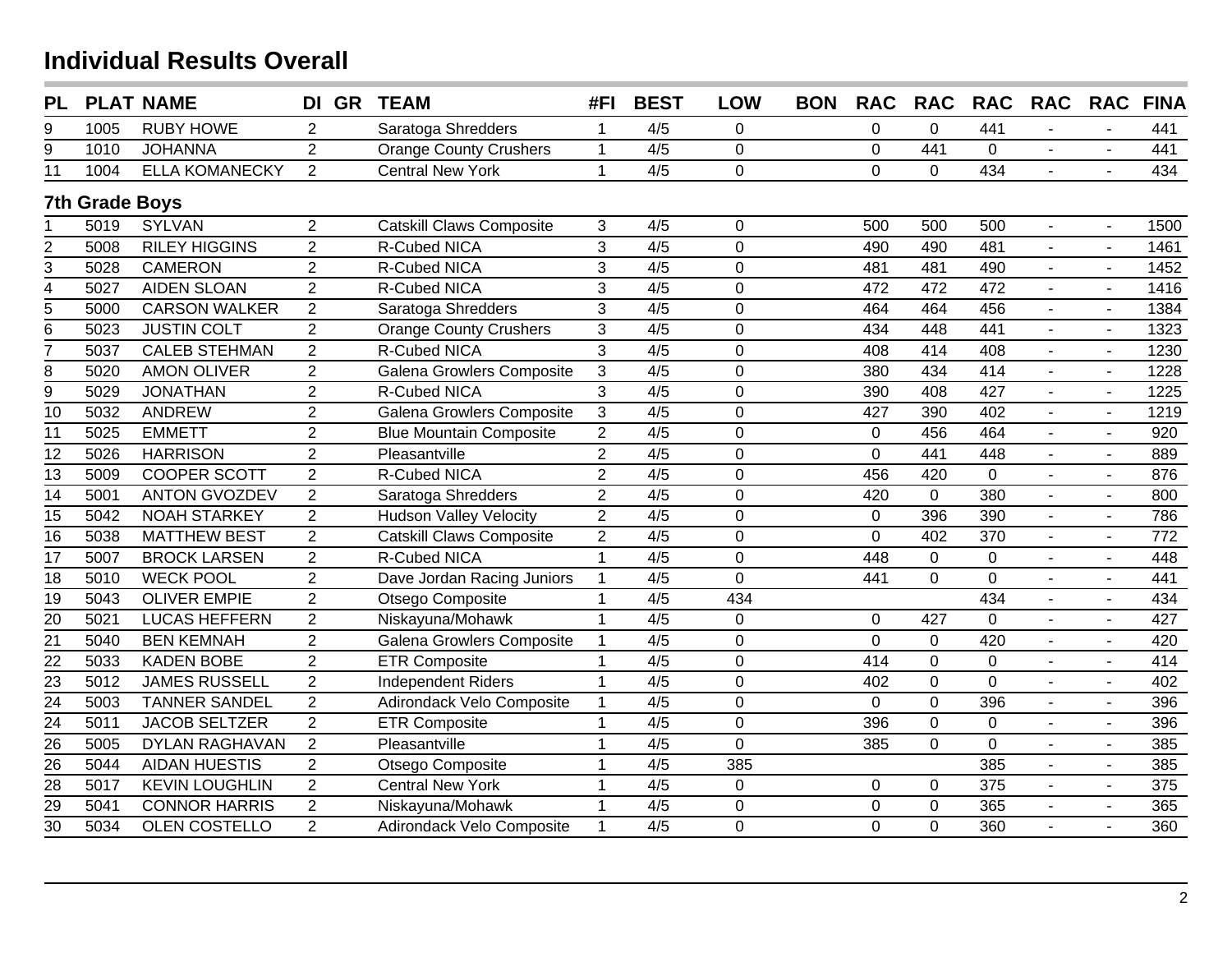## Individual Results Overall

| PL | PLAT | NAME | DI | GR | TEAM | #FI | BEST | LOW | BON | RAC | RAC | RAC | RAC | RAC | FINA |
|---|---|---|---|---|---|---|---|---|---|---|---|---|---|---|---|
| 9 | 1005 | RUBY HOWE | 2 | | Saratoga Shredders | 1 | 4/5 | 0 | | 0 | 0 | 441 | - | - | 441 |
| 9 | 1010 | JOHANNA | 2 | | Orange County Crushers | 1 | 4/5 | 0 | | 0 | 441 | 0 | - | - | 441 |
| 11 | 1004 | ELLA KOMANECKY | 2 | | Central New York | 1 | 4/5 | 0 | | 0 | 0 | 434 | - | - | 434 |
| **7th Grade Boys** | | | | | | | | | | | | | | | |
| 1 | 5019 | SYLVAN | 2 | | Catskill Claws Composite | 3 | 4/5 | 0 | | 500 | 500 | 500 | - | - | 1500 |
| 2 | 5008 | RILEY HIGGINS | 2 | | R-Cubed NICA | 3 | 4/5 | 0 | | 490 | 490 | 481 | - | - | 1461 |
| 3 | 5028 | CAMERON | 2 | | R-Cubed NICA | 3 | 4/5 | 0 | | 481 | 481 | 490 | - | - | 1452 |
| 4 | 5027 | AIDEN SLOAN | 2 | | R-Cubed NICA | 3 | 4/5 | 0 | | 472 | 472 | 472 | - | - | 1416 |
| 5 | 5000 | CARSON WALKER | 2 | | Saratoga Shredders | 3 | 4/5 | 0 | | 464 | 464 | 456 | - | - | 1384 |
| 6 | 5023 | JUSTIN COLT | 2 | | Orange County Crushers | 3 | 4/5 | 0 | | 434 | 448 | 441 | - | - | 1323 |
| 7 | 5037 | CALEB STEHMAN | 2 | | R-Cubed NICA | 3 | 4/5 | 0 | | 408 | 414 | 408 | - | - | 1230 |
| 8 | 5020 | AMON OLIVER | 2 | | Galena Growlers Composite | 3 | 4/5 | 0 | | 380 | 434 | 414 | - | - | 1228 |
| 9 | 5029 | JONATHAN | 2 | | R-Cubed NICA | 3 | 4/5 | 0 | | 390 | 408 | 427 | - | - | 1225 |
| 10 | 5032 | ANDREW | 2 | | Galena Growlers Composite | 3 | 4/5 | 0 | | 427 | 390 | 402 | - | - | 1219 |
| 11 | 5025 | EMMETT | 2 | | Blue Mountain Composite | 2 | 4/5 | 0 | | 0 | 456 | 464 | - | - | 920 |
| 12 | 5026 | HARRISON | 2 | | Pleasantville | 2 | 4/5 | 0 | | 0 | 441 | 448 | - | - | 889 |
| 13 | 5009 | COOPER SCOTT | 2 | | R-Cubed NICA | 2 | 4/5 | 0 | | 456 | 420 | 0 | - | - | 876 |
| 14 | 5001 | ANTON GVOZDEV | 2 | | Saratoga Shredders | 2 | 4/5 | 0 | | 420 | 0 | 380 | - | - | 800 |
| 15 | 5042 | NOAH STARKEY | 2 | | Hudson Valley Velocity | 2 | 4/5 | 0 | | 0 | 396 | 390 | - | - | 786 |
| 16 | 5038 | MATTHEW BEST | 2 | | Catskill Claws Composite | 2 | 4/5 | 0 | | 0 | 402 | 370 | - | - | 772 |
| 17 | 5007 | BROCK LARSEN | 2 | | R-Cubed NICA | 1 | 4/5 | 0 | | 448 | 0 | 0 | - | - | 448 |
| 18 | 5010 | WECK POOL | 2 | | Dave Jordan Racing Juniors | 1 | 4/5 | 0 | | 441 | 0 | 0 | - | - | 441 |
| 19 | 5043 | OLIVER EMPIE | 2 | | Otsego Composite | 1 | 4/5 | 434 | | | | 434 | - | - | 434 |
| 20 | 5021 | LUCAS HEFFERN | 2 | | Niskayuna/Mohawk | 1 | 4/5 | 0 | | 0 | 427 | 0 | - | - | 427 |
| 21 | 5040 | BEN KEMNAH | 2 | | Galena Growlers Composite | 1 | 4/5 | 0 | | 0 | 0 | 420 | - | - | 420 |
| 22 | 5033 | KADEN BOBE | 2 | | ETR Composite | 1 | 4/5 | 0 | | 414 | 0 | 0 | - | - | 414 |
| 23 | 5012 | JAMES RUSSELL | 2 | | Independent Riders | 1 | 4/5 | 0 | | 402 | 0 | 0 | - | - | 402 |
| 24 | 5003 | TANNER SANDEL | 2 | | Adirondack Velo Composite | 1 | 4/5 | 0 | | 0 | 0 | 396 | - | - | 396 |
| 24 | 5011 | JACOB SELTZER | 2 | | ETR Composite | 1 | 4/5 | 0 | | 396 | 0 | 0 | - | - | 396 |
| 26 | 5005 | DYLAN RAGHAVAN | 2 | | Pleasantville | 1 | 4/5 | 0 | | 385 | 0 | 0 | - | - | 385 |
| 26 | 5044 | AIDAN HUESTIS | 2 | | Otsego Composite | 1 | 4/5 | 385 | | | | 385 | - | - | 385 |
| 28 | 5017 | KEVIN LOUGHLIN | 2 | | Central New York | 1 | 4/5 | 0 | | 0 | 0 | 375 | - | - | 375 |
| 29 | 5041 | CONNOR HARRIS | 2 | | Niskayuna/Mohawk | 1 | 4/5 | 0 | | 0 | 0 | 365 | - | - | 365 |
| 30 | 5034 | OLEN COSTELLO | 2 | | Adirondack Velo Composite | 1 | 4/5 | 0 | | 0 | 0 | 360 | - | - | 360 |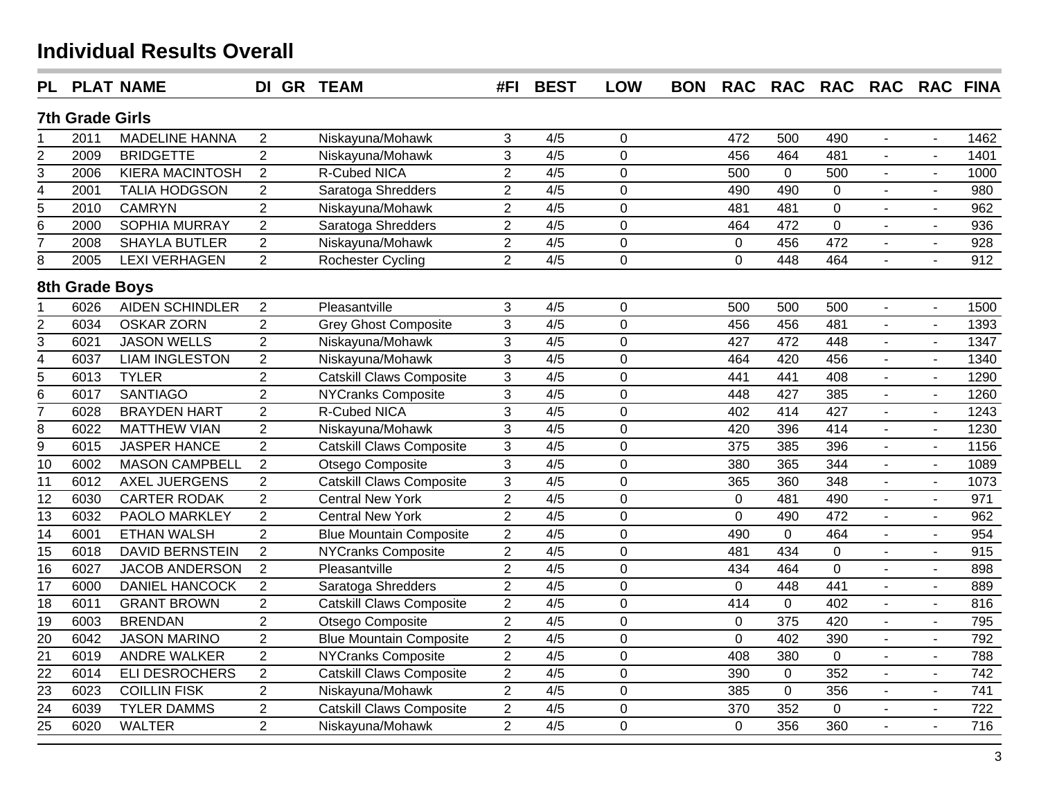## Individual Results Overall

| PL | PLAT | NAME | DI | GR | TEAM | #FI | BEST | LOW | BON | RAC | RAC | RAC | RAC | RAC | FINA |
|---|---|---|---|---|---|---|---|---|---|---|---|---|---|---|---|
| **7th Grade Girls** | | | | | | | | | | | | | | | |
| 1 | 2011 | MADELINE HANNA | 2 | | Niskayuna/Mohawk | 3 | 4/5 | 0 | | 472 | 500 | 490 | - | - | 1462 |
| 2 | 2009 | BRIDGETTE | 2 | | Niskayuna/Mohawk | 3 | 4/5 | 0 | | 456 | 464 | 481 | - | - | 1401 |
| 3 | 2006 | KIERA MACINTOSH | 2 | | R-Cubed NICA | 2 | 4/5 | 0 | | 500 | 0 | 500 | - | - | 1000 |
| 4 | 2001 | TALIA HODGSON | 2 | | Saratoga Shredders | 2 | 4/5 | 0 | | 490 | 490 | 0 | - | - | 980 |
| 5 | 2010 | CAMRYN | 2 | | Niskayuna/Mohawk | 2 | 4/5 | 0 | | 481 | 481 | 0 | - | - | 962 |
| 6 | 2000 | SOPHIA MURRAY | 2 | | Saratoga Shredders | 2 | 4/5 | 0 | | 464 | 472 | 0 | - | - | 936 |
| 7 | 2008 | SHAYLA BUTLER | 2 | | Niskayuna/Mohawk | 2 | 4/5 | 0 | | 0 | 456 | 472 | - | - | 928 |
| 8 | 2005 | LEXI VERHAGEN | 2 | | Rochester Cycling | 2 | 4/5 | 0 | | 0 | 448 | 464 | - | - | 912 |
| **8th Grade Boys** | | | | | | | | | | | | | | | |
| 1 | 6026 | AIDEN SCHINDLER | 2 | | Pleasantville | 3 | 4/5 | 0 | | 500 | 500 | 500 | - | - | 1500 |
| 2 | 6034 | OSKAR ZORN | 2 | | Grey Ghost Composite | 3 | 4/5 | 0 | | 456 | 456 | 481 | - | - | 1393 |
| 3 | 6021 | JASON WELLS | 2 | | Niskayuna/Mohawk | 3 | 4/5 | 0 | | 427 | 472 | 448 | - | - | 1347 |
| 4 | 6037 | LIAM INGLESTON | 2 | | Niskayuna/Mohawk | 3 | 4/5 | 0 | | 464 | 420 | 456 | - | - | 1340 |
| 5 | 6013 | TYLER | 2 | | Catskill Claws Composite | 3 | 4/5 | 0 | | 441 | 441 | 408 | - | - | 1290 |
| 6 | 6017 | SANTIAGO | 2 | | NYCranks Composite | 3 | 4/5 | 0 | | 448 | 427 | 385 | - | - | 1260 |
| 7 | 6028 | BRAYDEN HART | 2 | | R-Cubed NICA | 3 | 4/5 | 0 | | 402 | 414 | 427 | - | - | 1243 |
| 8 | 6022 | MATTHEW VIAN | 2 | | Niskayuna/Mohawk | 3 | 4/5 | 0 | | 420 | 396 | 414 | - | - | 1230 |
| 9 | 6015 | JASPER HANCE | 2 | | Catskill Claws Composite | 3 | 4/5 | 0 | | 375 | 385 | 396 | - | - | 1156 |
| 10 | 6002 | MASON CAMPBELL | 2 | | Otsego Composite | 3 | 4/5 | 0 | | 380 | 365 | 344 | - | - | 1089 |
| 11 | 6012 | AXEL JUERGENS | 2 | | Catskill Claws Composite | 3 | 4/5 | 0 | | 365 | 360 | 348 | - | - | 1073 |
| 12 | 6030 | CARTER RODAK | 2 | | Central New York | 2 | 4/5 | 0 | | 0 | 481 | 490 | - | - | 971 |
| 13 | 6032 | PAOLO MARKLEY | 2 | | Central New York | 2 | 4/5 | 0 | | 0 | 490 | 472 | - | - | 962 |
| 14 | 6001 | ETHAN WALSH | 2 | | Blue Mountain Composite | 2 | 4/5 | 0 | | 490 | 0 | 464 | - | - | 954 |
| 15 | 6018 | DAVID BERNSTEIN | 2 | | NYCranks Composite | 2 | 4/5 | 0 | | 481 | 434 | 0 | - | - | 915 |
| 16 | 6027 | JACOB ANDERSON | 2 | | Pleasantville | 2 | 4/5 | 0 | | 434 | 464 | 0 | - | - | 898 |
| 17 | 6000 | DANIEL HANCOCK | 2 | | Saratoga Shredders | 2 | 4/5 | 0 | | 0 | 448 | 441 | - | - | 889 |
| 18 | 6011 | GRANT BROWN | 2 | | Catskill Claws Composite | 2 | 4/5 | 0 | | 414 | 0 | 402 | - | - | 816 |
| 19 | 6003 | BRENDAN | 2 | | Otsego Composite | 2 | 4/5 | 0 | | 0 | 375 | 420 | - | - | 795 |
| 20 | 6042 | JASON MARINO | 2 | | Blue Mountain Composite | 2 | 4/5 | 0 | | 0 | 402 | 390 | - | - | 792 |
| 21 | 6019 | ANDRE WALKER | 2 | | NYCranks Composite | 2 | 4/5 | 0 | | 408 | 380 | 0 | - | - | 788 |
| 22 | 6014 | ELI DESROCHERS | 2 | | Catskill Claws Composite | 2 | 4/5 | 0 | | 390 | 0 | 352 | - | - | 742 |
| 23 | 6023 | COILLIN FISK | 2 | | Niskayuna/Mohawk | 2 | 4/5 | 0 | | 385 | 0 | 356 | - | - | 741 |
| 24 | 6039 | TYLER DAMMS | 2 | | Catskill Claws Composite | 2 | 4/5 | 0 | | 370 | 352 | 0 | - | - | 722 |
| 25 | 6020 | WALTER | 2 | | Niskayuna/Mohawk | 2 | 4/5 | 0 | | 0 | 356 | 360 | - | - | 716 |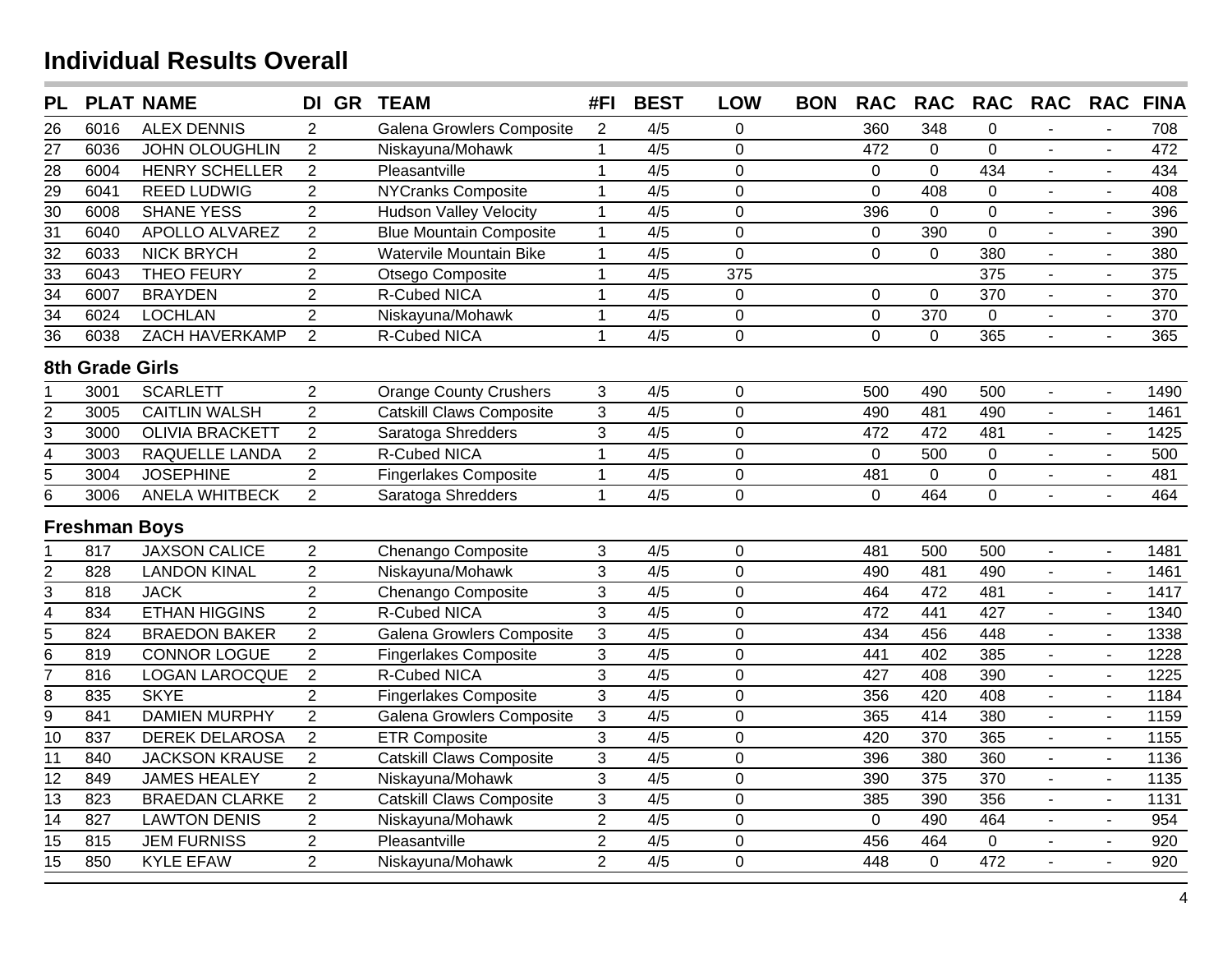## Individual Results Overall

| PL | PLAT | NAME | DI | GR | TEAM | #FI | BEST | LOW | BON | RAC | RAC | RAC | RAC | RAC | FINA |
|---|---|---|---|---|---|---|---|---|---|---|---|---|---|---|---|
| 26 | 6016 | ALEX DENNIS | 2 | | Galena Growlers Composite | 2 | 4/5 | 0 | | 360 | 348 | 0 | - | - | 708 |
| 27 | 6036 | JOHN OLOUGHLIN | 2 | | Niskayuna/Mohawk | 1 | 4/5 | 0 | | 472 | 0 | 0 | - | - | 472 |
| 28 | 6004 | HENRY SCHELLER | 2 | | Pleasantville | 1 | 4/5 | 0 | | 0 | 0 | 434 | - | - | 434 |
| 29 | 6041 | REED LUDWIG | 2 | | NYCranks Composite | 1 | 4/5 | 0 | | 0 | 408 | 0 | - | - | 408 |
| 30 | 6008 | SHANE YESS | 2 | | Hudson Valley Velocity | 1 | 4/5 | 0 | | 396 | 0 | 0 | - | - | 396 |
| 31 | 6040 | APOLLO ALVAREZ | 2 | | Blue Mountain Composite | 1 | 4/5 | 0 | | 0 | 390 | 0 | - | - | 390 |
| 32 | 6033 | NICK BRYCH | 2 | | Watervile Mountain Bike | 1 | 4/5 | 0 | | 0 | 0 | 380 | - | - | 380 |
| 33 | 6043 | THEO FEURY | 2 | | Otsego Composite | 1 | 4/5 | 375 | | | | 375 | - | - | 375 |
| 34 | 6007 | BRAYDEN | 2 | | R-Cubed NICA | 1 | 4/5 | 0 | | 0 | 0 | 370 | - | - | 370 |
| 34 | 6024 | LOCHLAN | 2 | | Niskayuna/Mohawk | 1 | 4/5 | 0 | | 0 | 370 | 0 | - | - | 370 |
| 36 | 6038 | ZACH HAVERKAMP | 2 | | R-Cubed NICA | 1 | 4/5 | 0 | | 0 | 0 | 365 | - | - | 365 |

### 8th Grade Girls

| PL | PLAT | NAME | DI | GR | TEAM | #FI | BEST | LOW | BON | RAC | RAC | RAC | RAC | RAC | FINA |
|---|---|---|---|---|---|---|---|---|---|---|---|---|---|---|---|
| 1 | 3001 | SCARLETT | 2 | | Orange County Crushers | 3 | 4/5 | 0 | | 500 | 490 | 500 | - | - | 1490 |
| 2 | 3005 | CAITLIN WALSH | 2 | | Catskill Claws Composite | 3 | 4/5 | 0 | | 490 | 481 | 490 | - | - | 1461 |
| 3 | 3000 | OLIVIA BRACKETT | 2 | | Saratoga Shredders | 3 | 4/5 | 0 | | 472 | 472 | 481 | - | - | 1425 |
| 4 | 3003 | RAQUELLE LANDA | 2 | | R-Cubed NICA | 1 | 4/5 | 0 | | 0 | 500 | 0 | - | - | 500 |
| 5 | 3004 | JOSEPHINE | 2 | | Fingerlakes Composite | 1 | 4/5 | 0 | | 481 | 0 | 0 | - | - | 481 |
| 6 | 3006 | ANELA WHITBECK | 2 | | Saratoga Shredders | 1 | 4/5 | 0 | | 0 | 464 | 0 | - | - | 464 |

### Freshman Boys

| PL | PLAT | NAME | DI | GR | TEAM | #FI | BEST | LOW | BON | RAC | RAC | RAC | RAC | RAC | FINA |
|---|---|---|---|---|---|---|---|---|---|---|---|---|---|---|---|
| 1 | 817 | JAXSON CALICE | 2 | | Chenango Composite | 3 | 4/5 | 0 | | 481 | 500 | 500 | - | - | 1481 |
| 2 | 828 | LANDON KINAL | 2 | | Niskayuna/Mohawk | 3 | 4/5 | 0 | | 490 | 481 | 490 | - | - | 1461 |
| 3 | 818 | JACK | 2 | | Chenango Composite | 3 | 4/5 | 0 | | 464 | 472 | 481 | - | - | 1417 |
| 4 | 834 | ETHAN HIGGINS | 2 | | R-Cubed NICA | 3 | 4/5 | 0 | | 472 | 441 | 427 | - | - | 1340 |
| 5 | 824 | BRAEDON BAKER | 2 | | Galena Growlers Composite | 3 | 4/5 | 0 | | 434 | 456 | 448 | - | - | 1338 |
| 6 | 819 | CONNOR LOGUE | 2 | | Fingerlakes Composite | 3 | 4/5 | 0 | | 441 | 402 | 385 | - | - | 1228 |
| 7 | 816 | LOGAN LAROCQUE | 2 | | R-Cubed NICA | 3 | 4/5 | 0 | | 427 | 408 | 390 | - | - | 1225 |
| 8 | 835 | SKYE | 2 | | Fingerlakes Composite | 3 | 4/5 | 0 | | 356 | 420 | 408 | - | - | 1184 |
| 9 | 841 | DAMIEN MURPHY | 2 | | Galena Growlers Composite | 3 | 4/5 | 0 | | 365 | 414 | 380 | - | - | 1159 |
| 10 | 837 | DEREK DELAROSA | 2 | | ETR Composite | 3 | 4/5 | 0 | | 420 | 370 | 365 | - | - | 1155 |
| 11 | 840 | JACKSON KRAUSE | 2 | | Catskill Claws Composite | 3 | 4/5 | 0 | | 396 | 380 | 360 | - | - | 1136 |
| 12 | 849 | JAMES HEALEY | 2 | | Niskayuna/Mohawk | 3 | 4/5 | 0 | | 390 | 375 | 370 | - | - | 1135 |
| 13 | 823 | BRAEDAN CLARKE | 2 | | Catskill Claws Composite | 3 | 4/5 | 0 | | 385 | 390 | 356 | - | - | 1131 |
| 14 | 827 | LAWTON DENIS | 2 | | Niskayuna/Mohawk | 2 | 4/5 | 0 | | 0 | 490 | 464 | - | - | 954 |
| 15 | 815 | JEM FURNISS | 2 | | Pleasantville | 2 | 4/5 | 0 | | 456 | 464 | 0 | - | - | 920 |
| 15 | 850 | KYLE EFAW | 2 | | Niskayuna/Mohawk | 2 | 4/5 | 0 | | 448 | 0 | 472 | - | - | 920 |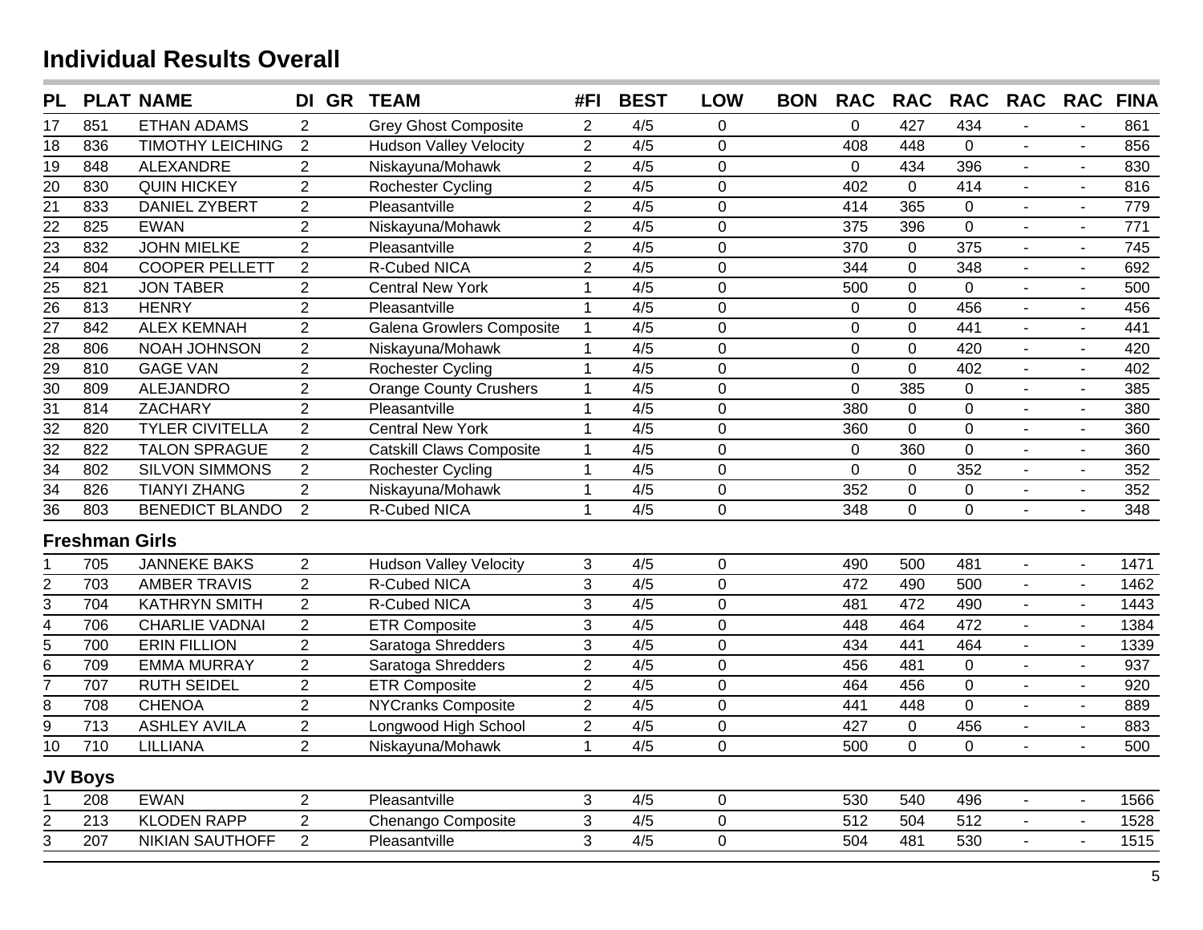# Individual Results Overall

| PL | PLAT | NAME | DI | GR | TEAM | #FI | BEST | LOW | BON | RAC | RAC | RAC | RAC | RAC | FINA |
|---|---|---|---|---|---|---|---|---|---|---|---|---|---|---|---|
| 17 | 851 | ETHAN ADAMS | 2 | | Grey Ghost Composite | 2 | 4/5 | 0 | | 0 | 427 | 434 | - | - | 861 |
| 18 | 836 | TIMOTHY LEICHING | 2 | | Hudson Valley Velocity | 2 | 4/5 | 0 | | 408 | 448 | 0 | - | - | 856 |
| 19 | 848 | ALEXANDRE | 2 | | Niskayuna/Mohawk | 2 | 4/5 | 0 | | 0 | 434 | 396 | - | - | 830 |
| 20 | 830 | QUIN HICKEY | 2 | | Rochester Cycling | 2 | 4/5 | 0 | | 402 | 0 | 414 | - | - | 816 |
| 21 | 833 | DANIEL ZYBERT | 2 | | Pleasantville | 2 | 4/5 | 0 | | 414 | 365 | 0 | - | - | 779 |
| 22 | 825 | EWAN | 2 | | Niskayuna/Mohawk | 2 | 4/5 | 0 | | 375 | 396 | 0 | - | - | 771 |
| 23 | 832 | JOHN MIELKE | 2 | | Pleasantville | 2 | 4/5 | 0 | | 370 | 0 | 375 | - | - | 745 |
| 24 | 804 | COOPER PELLETT | 2 | | R-Cubed NICA | 2 | 4/5 | 0 | | 344 | 0 | 348 | - | - | 692 |
| 25 | 821 | JON TABER | 2 | | Central New York | 1 | 4/5 | 0 | | 500 | 0 | 0 | - | - | 500 |
| 26 | 813 | HENRY | 2 | | Pleasantville | 1 | 4/5 | 0 | | 0 | 0 | 456 | - | - | 456 |
| 27 | 842 | ALEX KEMNAH | 2 | | Galena Growlers Composite | 1 | 4/5 | 0 | | 0 | 0 | 441 | - | - | 441 |
| 28 | 806 | NOAH JOHNSON | 2 | | Niskayuna/Mohawk | 1 | 4/5 | 0 | | 0 | 0 | 420 | - | - | 420 |
| 29 | 810 | GAGE VAN | 2 | | Rochester Cycling | 1 | 4/5 | 0 | | 0 | 0 | 402 | - | - | 402 |
| 30 | 809 | ALEJANDRO | 2 | | Orange County Crushers | 1 | 4/5 | 0 | | 0 | 385 | 0 | - | - | 385 |
| 31 | 814 | ZACHARY | 2 | | Pleasantville | 1 | 4/5 | 0 | | 380 | 0 | 0 | - | - | 380 |
| 32 | 820 | TYLER CIVITELLA | 2 | | Central New York | 1 | 4/5 | 0 | | 360 | 0 | 0 | - | - | 360 |
| 32 | 822 | TALON SPRAGUE | 2 | | Catskill Claws Composite | 1 | 4/5 | 0 | | 0 | 360 | 0 | - | - | 360 |
| 34 | 802 | SILVON SIMMONS | 2 | | Rochester Cycling | 1 | 4/5 | 0 | | 0 | 0 | 352 | - | - | 352 |
| 34 | 826 | TIANYI ZHANG | 2 | | Niskayuna/Mohawk | 1 | 4/5 | 0 | | 352 | 0 | 0 | - | - | 352 |
| 36 | 803 | BENEDICT BLANDO | 2 | | R-Cubed NICA | 1 | 4/5 | 0 | | 348 | 0 | 0 | - | - | 348 |

## Freshman Girls

| PL | PLAT | NAME | DI | GR | TEAM | #FI | BEST | LOW | BON | RAC | RAC | RAC | RAC | RAC | FINA |
|---|---|---|---|---|---|---|---|---|---|---|---|---|---|---|---|
| 1 | 705 | JANNEKE BAKS | 2 | | Hudson Valley Velocity | 3 | 4/5 | 0 | | 490 | 500 | 481 | - | - | 1471 |
| 2 | 703 | AMBER TRAVIS | 2 | | R-Cubed NICA | 3 | 4/5 | 0 | | 472 | 490 | 500 | - | - | 1462 |
| 3 | 704 | KATHRYN SMITH | 2 | | R-Cubed NICA | 3 | 4/5 | 0 | | 481 | 472 | 490 | - | - | 1443 |
| 4 | 706 | CHARLIE VADNAI | 2 | | ETR Composite | 3 | 4/5 | 0 | | 448 | 464 | 472 | - | - | 1384 |
| 5 | 700 | ERIN FILLION | 2 | | Saratoga Shredders | 3 | 4/5 | 0 | | 434 | 441 | 464 | - | - | 1339 |
| 6 | 709 | EMMA MURRAY | 2 | | Saratoga Shredders | 2 | 4/5 | 0 | | 456 | 481 | 0 | - | - | 937 |
| 7 | 707 | RUTH SEIDEL | 2 | | ETR Composite | 2 | 4/5 | 0 | | 464 | 456 | 0 | - | - | 920 |
| 8 | 708 | CHENOA | 2 | | NYCranks Composite | 2 | 4/5 | 0 | | 441 | 448 | 0 | - | - | 889 |
| 9 | 713 | ASHLEY AVILA | 2 | | Longwood High School | 2 | 4/5 | 0 | | 427 | 0 | 456 | - | - | 883 |
| 10 | 710 | LILLIANA | 2 | | Niskayuna/Mohawk | 1 | 4/5 | 0 | | 500 | 0 | 0 | - | - | 500 |

## JV Boys

| PL | PLAT | NAME | DI | GR | TEAM | #FI | BEST | LOW | BON | RAC | RAC | RAC | RAC | RAC | FINA |
|---|---|---|---|---|---|---|---|---|---|---|---|---|---|---|---|
| 1 | 208 | EWAN | 2 | | Pleasantville | 3 | 4/5 | 0 | | 530 | 540 | 496 | - | - | 1566 |
| 2 | 213 | KLODEN RAPP | 2 | | Chenango Composite | 3 | 4/5 | 0 | | 512 | 504 | 512 | - | - | 1528 |
| 3 | 207 | NIKIAN SAUTHOFF | 2 | | Pleasantville | 3 | 4/5 | 0 | | 504 | 481 | 530 | - | - | 1515 |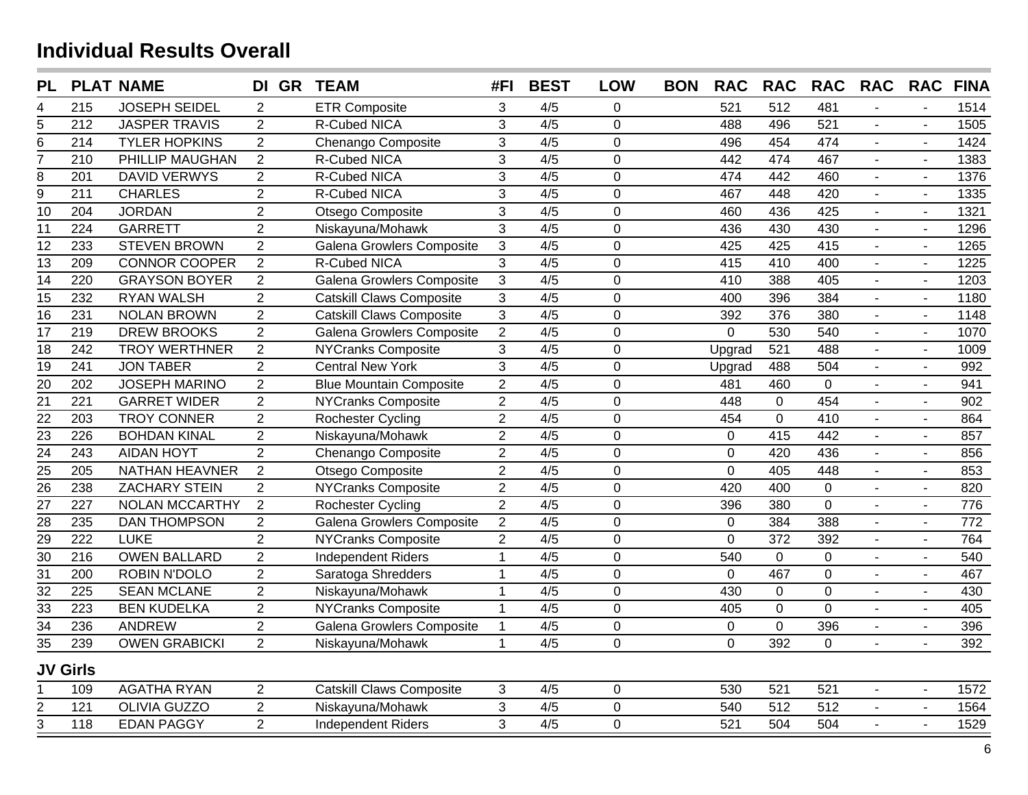## Individual Results Overall

| PL | PLAT | NAME | DI | GR | TEAM | #FI | BEST | LOW | BON | RAC | RAC | RAC | RAC | RAC | FINA |
|---|---|---|---|---|---|---|---|---|---|---|---|---|---|---|---|
| 4 | 215 | JOSEPH SEIDEL | 2 | | ETR Composite | 3 | 4/5 | 0 | | 521 | 512 | 481 | - | - | 1514 |
| 5 | 212 | JASPER TRAVIS | 2 | | R-Cubed NICA | 3 | 4/5 | 0 | | 488 | 496 | 521 | - | - | 1505 |
| 6 | 214 | TYLER HOPKINS | 2 | | Chenango Composite | 3 | 4/5 | 0 | | 496 | 454 | 474 | - | - | 1424 |
| 7 | 210 | PHILLIP MAUGHAN | 2 | | R-Cubed NICA | 3 | 4/5 | 0 | | 442 | 474 | 467 | - | - | 1383 |
| 8 | 201 | DAVID VERWYS | 2 | | R-Cubed NICA | 3 | 4/5 | 0 | | 474 | 442 | 460 | - | - | 1376 |
| 9 | 211 | CHARLES | 2 | | R-Cubed NICA | 3 | 4/5 | 0 | | 467 | 448 | 420 | - | - | 1335 |
| 10 | 204 | JORDAN | 2 | | Otsego Composite | 3 | 4/5 | 0 | | 460 | 436 | 425 | - | - | 1321 |
| 11 | 224 | GARRETT | 2 | | Niskayuna/Mohawk | 3 | 4/5 | 0 | | 436 | 430 | 430 | - | - | 1296 |
| 12 | 233 | STEVEN BROWN | 2 | | Galena Growlers Composite | 3 | 4/5 | 0 | | 425 | 425 | 415 | - | - | 1265 |
| 13 | 209 | CONNOR COOPER | 2 | | R-Cubed NICA | 3 | 4/5 | 0 | | 415 | 410 | 400 | - | - | 1225 |
| 14 | 220 | GRAYSON BOYER | 2 | | Galena Growlers Composite | 3 | 4/5 | 0 | | 410 | 388 | 405 | - | - | 1203 |
| 15 | 232 | RYAN WALSH | 2 | | Catskill Claws Composite | 3 | 4/5 | 0 | | 400 | 396 | 384 | - | - | 1180 |
| 16 | 231 | NOLAN BROWN | 2 | | Catskill Claws Composite | 3 | 4/5 | 0 | | 392 | 376 | 380 | - | - | 1148 |
| 17 | 219 | DREW BROOKS | 2 | | Galena Growlers Composite | 2 | 4/5 | 0 | | 0 | 530 | 540 | - | - | 1070 |
| 18 | 242 | TROY WERTHNER | 2 | | NYCranks Composite | 3 | 4/5 | 0 | | Upgrad | 521 | 488 | - | - | 1009 |
| 19 | 241 | JON TABER | 2 | | Central New York | 3 | 4/5 | 0 | | Upgrad | 488 | 504 | - | - | 992 |
| 20 | 202 | JOSEPH MARINO | 2 | | Blue Mountain Composite | 2 | 4/5 | 0 | | 481 | 460 | 0 | - | - | 941 |
| 21 | 221 | GARRET WIDER | 2 | | NYCranks Composite | 2 | 4/5 | 0 | | 448 | 0 | 454 | - | - | 902 |
| 22 | 203 | TROY CONNER | 2 | | Rochester Cycling | 2 | 4/5 | 0 | | 454 | 0 | 410 | - | - | 864 |
| 23 | 226 | BOHDAN KINAL | 2 | | Niskayuna/Mohawk | 2 | 4/5 | 0 | | 0 | 415 | 442 | - | - | 857 |
| 24 | 243 | AIDAN HOYT | 2 | | Chenango Composite | 2 | 4/5 | 0 | | 0 | 420 | 436 | - | - | 856 |
| 25 | 205 | NATHAN HEAVNER | 2 | | Otsego Composite | 2 | 4/5 | 0 | | 0 | 405 | 448 | - | - | 853 |
| 26 | 238 | ZACHARY STEIN | 2 | | NYCranks Composite | 2 | 4/5 | 0 | | 420 | 400 | 0 | - | - | 820 |
| 27 | 227 | NOLAN MCCARTHY | 2 | | Rochester Cycling | 2 | 4/5 | 0 | | 396 | 380 | 0 | - | - | 776 |
| 28 | 235 | DAN THOMPSON | 2 | | Galena Growlers Composite | 2 | 4/5 | 0 | | 0 | 384 | 388 | - | - | 772 |
| 29 | 222 | LUKE | 2 | | NYCranks Composite | 2 | 4/5 | 0 | | 0 | 372 | 392 | - | - | 764 |
| 30 | 216 | OWEN BALLARD | 2 | | Independent Riders | 1 | 4/5 | 0 | | 540 | 0 | 0 | - | - | 540 |
| 31 | 200 | ROBIN N'DOLO | 2 | | Saratoga Shredders | 1 | 4/5 | 0 | | 0 | 467 | 0 | - | - | 467 |
| 32 | 225 | SEAN MCLANE | 2 | | Niskayuna/Mohawk | 1 | 4/5 | 0 | | 430 | 0 | 0 | - | - | 430 |
| 33 | 223 | BEN KUDELKA | 2 | | NYCranks Composite | 1 | 4/5 | 0 | | 405 | 0 | 0 | - | - | 405 |
| 34 | 236 | ANDREW | 2 | | Galena Growlers Composite | 1 | 4/5 | 0 | | 0 | 0 | 396 | - | - | 396 |
| 35 | 239 | OWEN GRABICKI | 2 | | Niskayuna/Mohawk | 1 | 4/5 | 0 | | 0 | 392 | 0 | - | - | 392 |

### JV Girls

| PL | PLAT | NAME | DI | GR | TEAM | #FI | BEST | LOW | BON | RAC | RAC | RAC | RAC | RAC | FINA |
|---|---|---|---|---|---|---|---|---|---|---|---|---|---|---|---|
| 1 | 109 | AGATHA RYAN | 2 | | Catskill Claws Composite | 3 | 4/5 | 0 | | 530 | 521 | 521 | - | - | 1572 |
| 2 | 121 | OLIVIA GUZZO | 2 | | Niskayuna/Mohawk | 3 | 4/5 | 0 | | 540 | 512 | 512 | - | - | 1564 |
| 3 | 118 | EDAN PAGGY | 2 | | Independent Riders | 3 | 4/5 | 0 | | 521 | 504 | 504 | - | - | 1529 |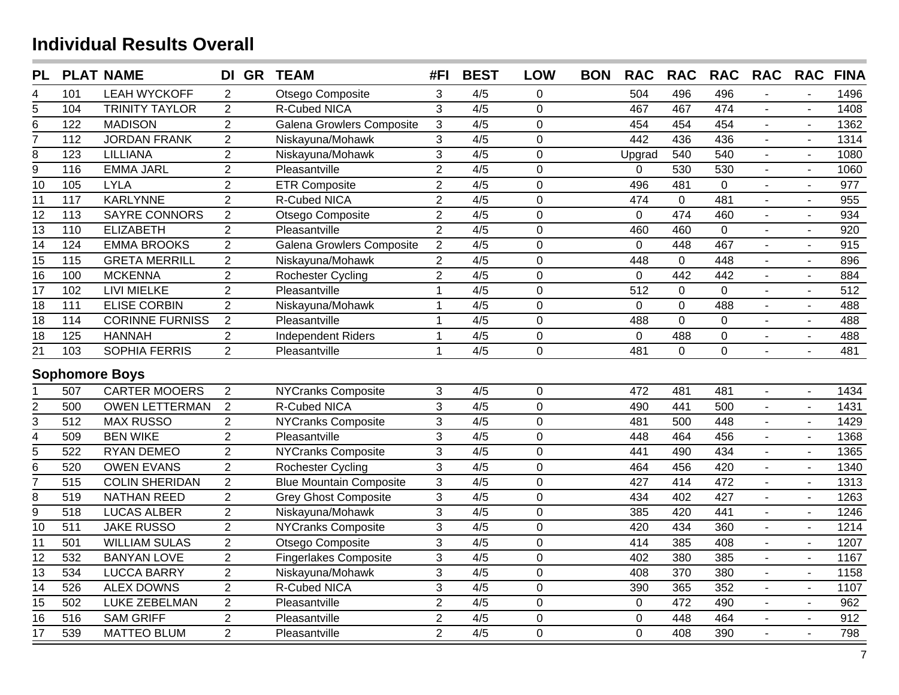## Individual Results Overall

| PL | PLAT | NAME | DI | GR | TEAM | #FI | BEST | LOW | BON | RAC | RAC | RAC | RAC | RAC | FINA |
|---|---|---|---|---|---|---|---|---|---|---|---|---|---|---|---|
| 4 | 101 | LEAH WYCKOFF | 2 | | Otsego Composite | 3 | 4/5 | 0 | | 504 | 496 | 496 | - | - | 1496 |
| 5 | 104 | TRINITY TAYLOR | 2 | | R-Cubed NICA | 3 | 4/5 | 0 | | 467 | 467 | 474 | - | - | 1408 |
| 6 | 122 | MADISON | 2 | | Galena Growlers Composite | 3 | 4/5 | 0 | | 454 | 454 | 454 | - | - | 1362 |
| 7 | 112 | JORDAN FRANK | 2 | | Niskayuna/Mohawk | 3 | 4/5 | 0 | | 442 | 436 | 436 | - | - | 1314 |
| 8 | 123 | LILLIANA | 2 | | Niskayuna/Mohawk | 3 | 4/5 | 0 | | Upgrad | 540 | 540 | - | - | 1080 |
| 9 | 116 | EMMA JARL | 2 | | Pleasantville | 2 | 4/5 | 0 | | 0 | 530 | 530 | - | - | 1060 |
| 10 | 105 | LYLA | 2 | | ETR Composite | 2 | 4/5 | 0 | | 496 | 481 | 0 | - | - | 977 |
| 11 | 117 | KARLYNNE | 2 | | R-Cubed NICA | 2 | 4/5 | 0 | | 474 | 0 | 481 | - | - | 955 |
| 12 | 113 | SAYRE CONNORS | 2 | | Otsego Composite | 2 | 4/5 | 0 | | 0 | 474 | 460 | - | - | 934 |
| 13 | 110 | ELIZABETH | 2 | | Pleasantville | 2 | 4/5 | 0 | | 460 | 460 | 0 | - | - | 920 |
| 14 | 124 | EMMA BROOKS | 2 | | Galena Growlers Composite | 2 | 4/5 | 0 | | 0 | 448 | 467 | - | - | 915 |
| 15 | 115 | GRETA MERRILL | 2 | | Niskayuna/Mohawk | 2 | 4/5 | 0 | | 448 | 0 | 448 | - | - | 896 |
| 16 | 100 | MCKENNA | 2 | | Rochester Cycling | 2 | 4/5 | 0 | | 0 | 442 | 442 | - | - | 884 |
| 17 | 102 | LIVI MIELKE | 2 | | Pleasantville | 1 | 4/5 | 0 | | 512 | 0 | 0 | - | - | 512 |
| 18 | 111 | ELISE CORBIN | 2 | | Niskayuna/Mohawk | 1 | 4/5 | 0 | | 0 | 0 | 488 | - | - | 488 |
| 18 | 114 | CORINNE FURNISS | 2 | | Pleasantville | 1 | 4/5 | 0 | | 488 | 0 | 0 | - | - | 488 |
| 18 | 125 | HANNAH | 2 | | Independent Riders | 1 | 4/5 | 0 | | 0 | 488 | 0 | - | - | 488 |
| 21 | 103 | SOPHIA FERRIS | 2 | | Pleasantville | 1 | 4/5 | 0 | | 481 | 0 | 0 | - | - | 481 |

### Sophomore Boys

| PL | PLAT | NAME | DI | GR | TEAM | #FI | BEST | LOW | BON | RAC | RAC | RAC | RAC | RAC | FINA |
|---|---|---|---|---|---|---|---|---|---|---|---|---|---|---|---|
| 1 | 507 | CARTER MOOERS | 2 | | NYCranks Composite | 3 | 4/5 | 0 | | 472 | 481 | 481 | - | - | 1434 |
| 2 | 500 | OWEN LETTERMAN | 2 | | R-Cubed NICA | 3 | 4/5 | 0 | | 490 | 441 | 500 | - | - | 1431 |
| 3 | 512 | MAX RUSSO | 2 | | NYCranks Composite | 3 | 4/5 | 0 | | 481 | 500 | 448 | - | - | 1429 |
| 4 | 509 | BEN WIKE | 2 | | Pleasantville | 3 | 4/5 | 0 | | 448 | 464 | 456 | - | - | 1368 |
| 5 | 522 | RYAN DEMEO | 2 | | NYCranks Composite | 3 | 4/5 | 0 | | 441 | 490 | 434 | - | - | 1365 |
| 6 | 520 | OWEN EVANS | 2 | | Rochester Cycling | 3 | 4/5 | 0 | | 464 | 456 | 420 | - | - | 1340 |
| 7 | 515 | COLIN SHERIDAN | 2 | | Blue Mountain Composite | 3 | 4/5 | 0 | | 427 | 414 | 472 | - | - | 1313 |
| 8 | 519 | NATHAN REED | 2 | | Grey Ghost Composite | 3 | 4/5 | 0 | | 434 | 402 | 427 | - | - | 1263 |
| 9 | 518 | LUCAS ALBER | 2 | | Niskayuna/Mohawk | 3 | 4/5 | 0 | | 385 | 420 | 441 | - | - | 1246 |
| 10 | 511 | JAKE RUSSO | 2 | | NYCranks Composite | 3 | 4/5 | 0 | | 420 | 434 | 360 | - | - | 1214 |
| 11 | 501 | WILLIAM SULAS | 2 | | Otsego Composite | 3 | 4/5 | 0 | | 414 | 385 | 408 | - | - | 1207 |
| 12 | 532 | BANYAN LOVE | 2 | | Fingerlakes Composite | 3 | 4/5 | 0 | | 402 | 380 | 385 | - | - | 1167 |
| 13 | 534 | LUCCA BARRY | 2 | | Niskayuna/Mohawk | 3 | 4/5 | 0 | | 408 | 370 | 380 | - | - | 1158 |
| 14 | 526 | ALEX DOWNS | 2 | | R-Cubed NICA | 3 | 4/5 | 0 | | 390 | 365 | 352 | - | - | 1107 |
| 15 | 502 | LUKE ZEBELMAN | 2 | | Pleasantville | 2 | 4/5 | 0 | | 0 | 472 | 490 | - | - | 962 |
| 16 | 516 | SAM GRIFF | 2 | | Pleasantville | 2 | 4/5 | 0 | | 0 | 448 | 464 | - | - | 912 |
| 17 | 539 | MATTEO BLUM | 2 | | Pleasantville | 2 | 4/5 | 0 | | 0 | 408 | 390 | - | - | 798 |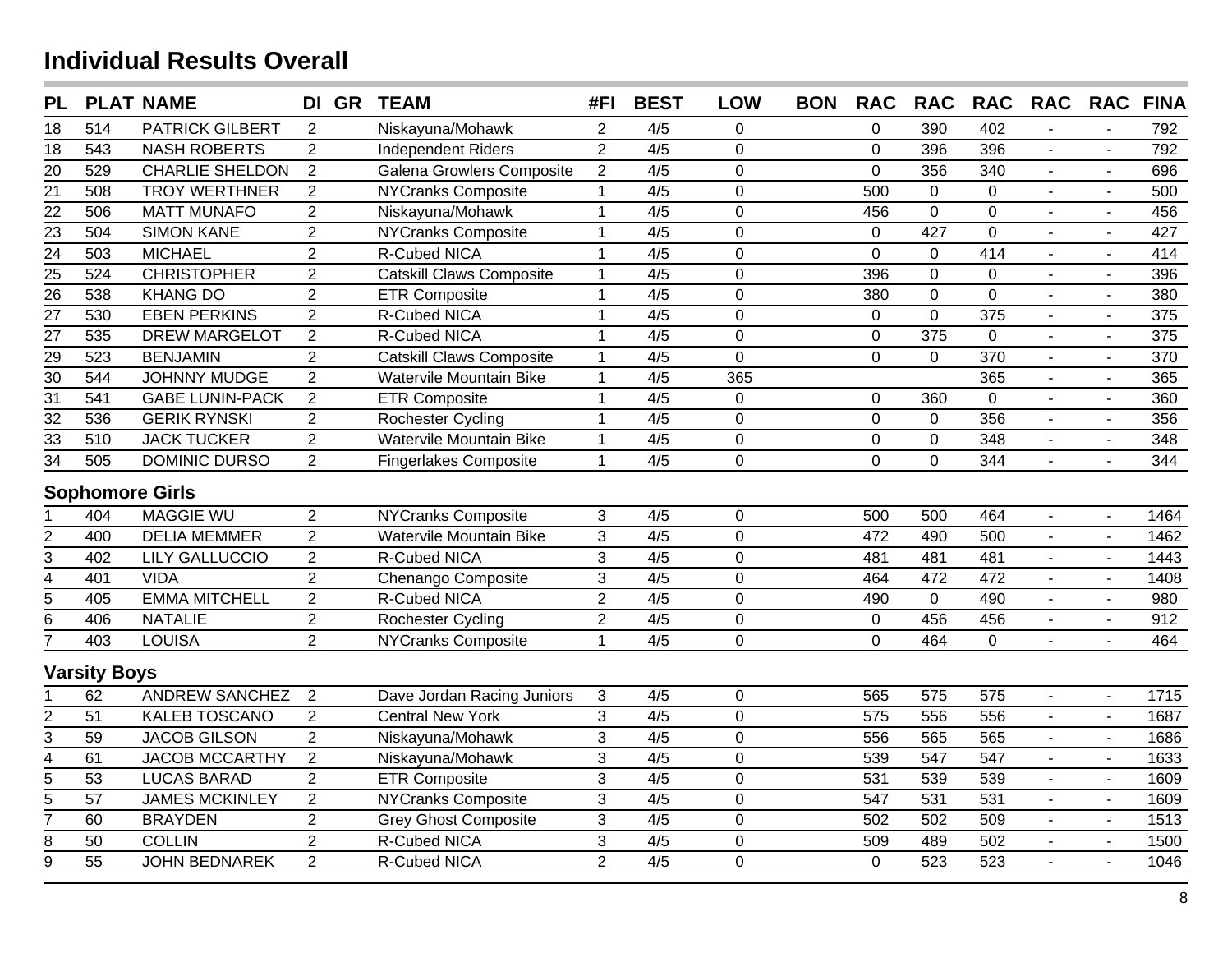# Individual Results Overall

| PL | PLAT | NAME | DI | GR | TEAM | #FI | BEST | LOW | BON | RAC | RAC | RAC | RAC | RAC | FINA |
|---|---|---|---|---|---|---|---|---|---|---|---|---|---|---|---|
| 18 | 514 | PATRICK GILBERT | 2 | | Niskayuna/Mohawk | 2 | 4/5 | 0 | | 0 | 390 | 402 | - | - | 792 |
| 18 | 543 | NASH ROBERTS | 2 | | Independent Riders | 2 | 4/5 | 0 | | 0 | 396 | 396 | - | - | 792 |
| 20 | 529 | CHARLIE SHELDON | 2 | | Galena Growlers Composite | 2 | 4/5 | 0 | | 0 | 356 | 340 | - | - | 696 |
| 21 | 508 | TROY WERTHNER | 2 | | NYCranks Composite | 1 | 4/5 | 0 | | 500 | 0 | 0 | - | - | 500 |
| 22 | 506 | MATT MUNAFO | 2 | | Niskayuna/Mohawk | 1 | 4/5 | 0 | | 456 | 0 | 0 | - | - | 456 |
| 23 | 504 | SIMON KANE | 2 | | NYCranks Composite | 1 | 4/5 | 0 | | 0 | 427 | 0 | - | - | 427 |
| 24 | 503 | MICHAEL | 2 | | R-Cubed NICA | 1 | 4/5 | 0 | | 0 | 0 | 414 | - | - | 414 |
| 25 | 524 | CHRISTOPHER | 2 | | Catskill Claws Composite | 1 | 4/5 | 0 | | 396 | 0 | 0 | - | - | 396 |
| 26 | 538 | KHANG DO | 2 | | ETR Composite | 1 | 4/5 | 0 | | 380 | 0 | 0 | - | - | 380 |
| 27 | 530 | EBEN PERKINS | 2 | | R-Cubed NICA | 1 | 4/5 | 0 | | 0 | 0 | 375 | - | - | 375 |
| 27 | 535 | DREW MARGELOT | 2 | | R-Cubed NICA | 1 | 4/5 | 0 | | 0 | 375 | 0 | - | - | 375 |
| 29 | 523 | BENJAMIN | 2 | | Catskill Claws Composite | 1 | 4/5 | 0 | | 0 | 0 | 370 | - | - | 370 |
| 30 | 544 | JOHNNY MUDGE | 2 | | Watervile Mountain Bike | 1 | 4/5 | 365 | | | | 365 | - | - | 365 |
| 31 | 541 | GABE LUNIN-PACK | 2 | | ETR Composite | 1 | 4/5 | 0 | | 0 | 360 | 0 | - | - | 360 |
| 32 | 536 | GERIK RYNSKI | 2 | | Rochester Cycling | 1 | 4/5 | 0 | | 0 | 0 | 356 | - | - | 356 |
| 33 | 510 | JACK TUCKER | 2 | | Watervile Mountain Bike | 1 | 4/5 | 0 | | 0 | 0 | 348 | - | - | 348 |
| 34 | 505 | DOMINIC DURSO | 2 | | Fingerlakes Composite | 1 | 4/5 | 0 | | 0 | 0 | 344 | - | - | 344 |

## Sophomore Girls

| PL | PLAT | NAME | DI | GR | TEAM | #FI | BEST | LOW | BON | RAC | RAC | RAC | RAC | RAC | FINA |
|---|---|---|---|---|---|---|---|---|---|---|---|---|---|---|---|
| 1 | 404 | MAGGIE WU | 2 | | NYCranks Composite | 3 | 4/5 | 0 | | 500 | 500 | 464 | - | - | 1464 |
| 2 | 400 | DELIA MEMMER | 2 | | Watervile Mountain Bike | 3 | 4/5 | 0 | | 472 | 490 | 500 | - | - | 1462 |
| 3 | 402 | LILY GALLUCCIO | 2 | | R-Cubed NICA | 3 | 4/5 | 0 | | 481 | 481 | 481 | - | - | 1443 |
| 4 | 401 | VIDA | 2 | | Chenango Composite | 3 | 4/5 | 0 | | 464 | 472 | 472 | - | - | 1408 |
| 5 | 405 | EMMA MITCHELL | 2 | | R-Cubed NICA | 2 | 4/5 | 0 | | 490 | 0 | 490 | - | - | 980 |
| 6 | 406 | NATALIE | 2 | | Rochester Cycling | 2 | 4/5 | 0 | | 0 | 456 | 456 | - | - | 912 |
| 7 | 403 | LOUISA | 2 | | NYCranks Composite | 1 | 4/5 | 0 | | 0 | 464 | 0 | - | - | 464 |

## Varsity Boys

| PL | PLAT | NAME | DI | GR | TEAM | #FI | BEST | LOW | BON | RAC | RAC | RAC | RAC | RAC | FINA |
|---|---|---|---|---|---|---|---|---|---|---|---|---|---|---|---|
| 1 | 62 | ANDREW SANCHEZ | 2 | | Dave Jordan Racing Juniors | 3 | 4/5 | 0 | | 565 | 575 | 575 | - | - | 1715 |
| 2 | 51 | KALEB TOSCANO | 2 | | Central New York | 3 | 4/5 | 0 | | 575 | 556 | 556 | - | - | 1687 |
| 3 | 59 | JACOB GILSON | 2 | | Niskayuna/Mohawk | 3 | 4/5 | 0 | | 556 | 565 | 565 | - | - | 1686 |
| 4 | 61 | JACOB MCCARTHY | 2 | | Niskayuna/Mohawk | 3 | 4/5 | 0 | | 539 | 547 | 547 | - | - | 1633 |
| 5 | 53 | LUCAS BARAD | 2 | | ETR Composite | 3 | 4/5 | 0 | | 531 | 539 | 539 | - | - | 1609 |
| 5 | 57 | JAMES MCKINLEY | 2 | | NYCranks Composite | 3 | 4/5 | 0 | | 547 | 531 | 531 | - | - | 1609 |
| 7 | 60 | BRAYDEN | 2 | | Grey Ghost Composite | 3 | 4/5 | 0 | | 502 | 502 | 509 | - | - | 1513 |
| 8 | 50 | COLLIN | 2 | | R-Cubed NICA | 3 | 4/5 | 0 | | 509 | 489 | 502 | - | - | 1500 |
| 9 | 55 | JOHN BEDNAREK | 2 | | R-Cubed NICA | 2 | 4/5 | 0 | | 0 | 523 | 523 | - | - | 1046 |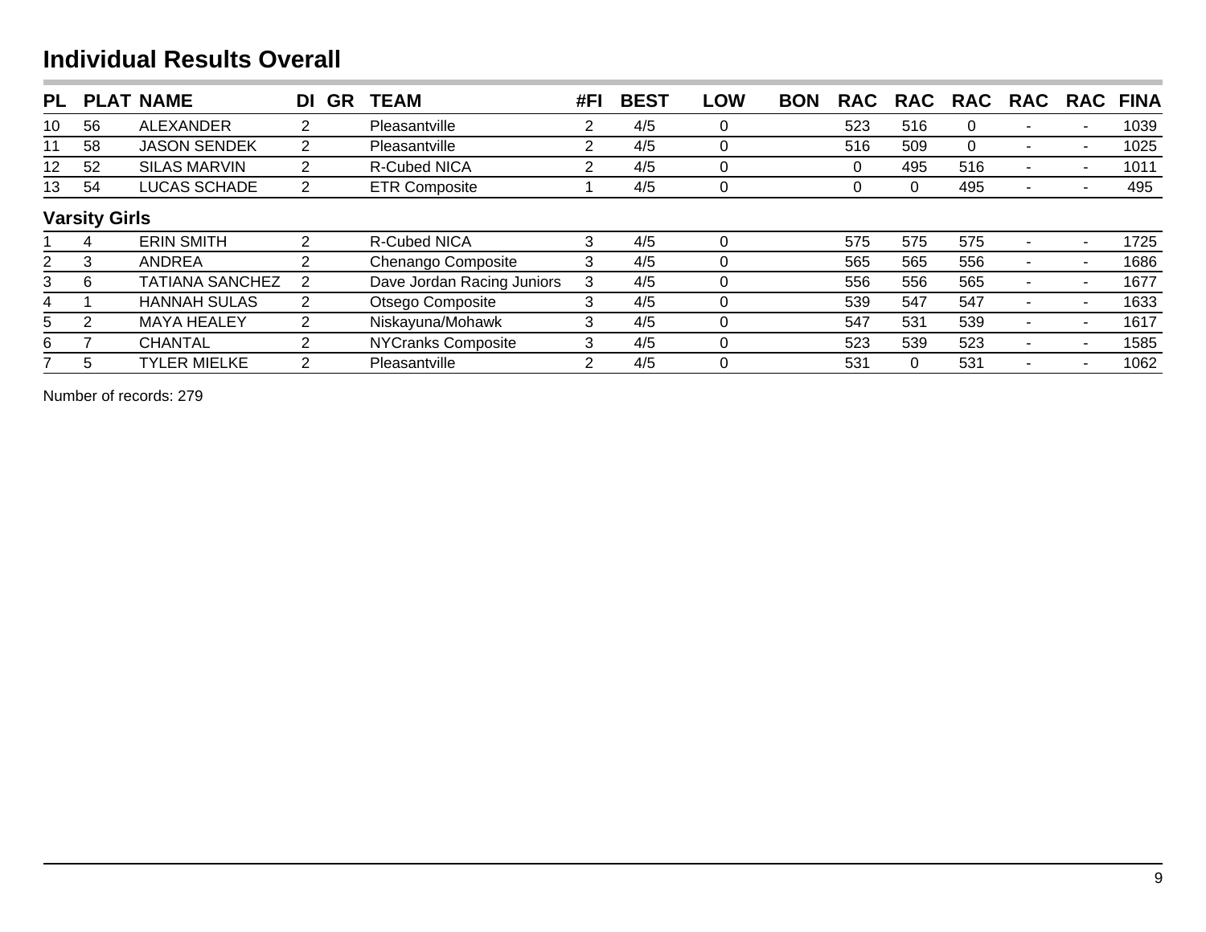## Individual Results Overall

| PL | PLAT | NAME | DI | GR | TEAM | #FI | BEST | LOW | BON | RAC | RAC | RAC | RAC | RAC | FINA |
|---|---|---|---|---|---|---|---|---|---|---|---|---|---|---|---|
| 10 | 56 | ALEXANDER | 2 | | Pleasantville | 2 | 4/5 | 0 | | 523 | 516 | 0 | - | - | 1039 |
| 11 | 58 | JASON SENDEK | 2 | | Pleasantville | 2 | 4/5 | 0 | | 516 | 509 | 0 | - | - | 1025 |
| 12 | 52 | SILAS MARVIN | 2 | | R-Cubed NICA | 2 | 4/5 | 0 | | 0 | 495 | 516 | - | - | 1011 |
| 13 | 54 | LUCAS SCHADE | 2 | | ETR Composite | 1 | 4/5 | 0 | | 0 | 0 | 495 | - | - | 495 |
| **Varsity Girls** | | | | | | | | | | | | | | | |
| 1 | 4 | ERIN SMITH | 2 | | R-Cubed NICA | 3 | 4/5 | 0 | | 575 | 575 | 575 | - | - | 1725 |
| 2 | 3 | ANDREA | 2 | | Chenango Composite | 3 | 4/5 | 0 | | 565 | 565 | 556 | - | - | 1686 |
| 3 | 6 | TATIANA SANCHEZ | 2 | | Dave Jordan Racing Juniors | 3 | 4/5 | 0 | | 556 | 556 | 565 | - | - | 1677 |
| 4 | 1 | HANNAH SULAS | 2 | | Otsego Composite | 3 | 4/5 | 0 | | 539 | 547 | 547 | - | - | 1633 |
| 5 | 2 | MAYA HEALEY | 2 | | Niskayuna/Mohawk | 3 | 4/5 | 0 | | 547 | 531 | 539 | - | - | 1617 |
| 6 | 7 | CHANTAL | 2 | | NYCranks Composite | 3 | 4/5 | 0 | | 523 | 539 | 523 | - | - | 1585 |
| 7 | 5 | TYLER MIELKE | 2 | | Pleasantville | 2 | 4/5 | 0 | | 531 | 0 | 531 | - | - | 1062 |

Number of records: 279